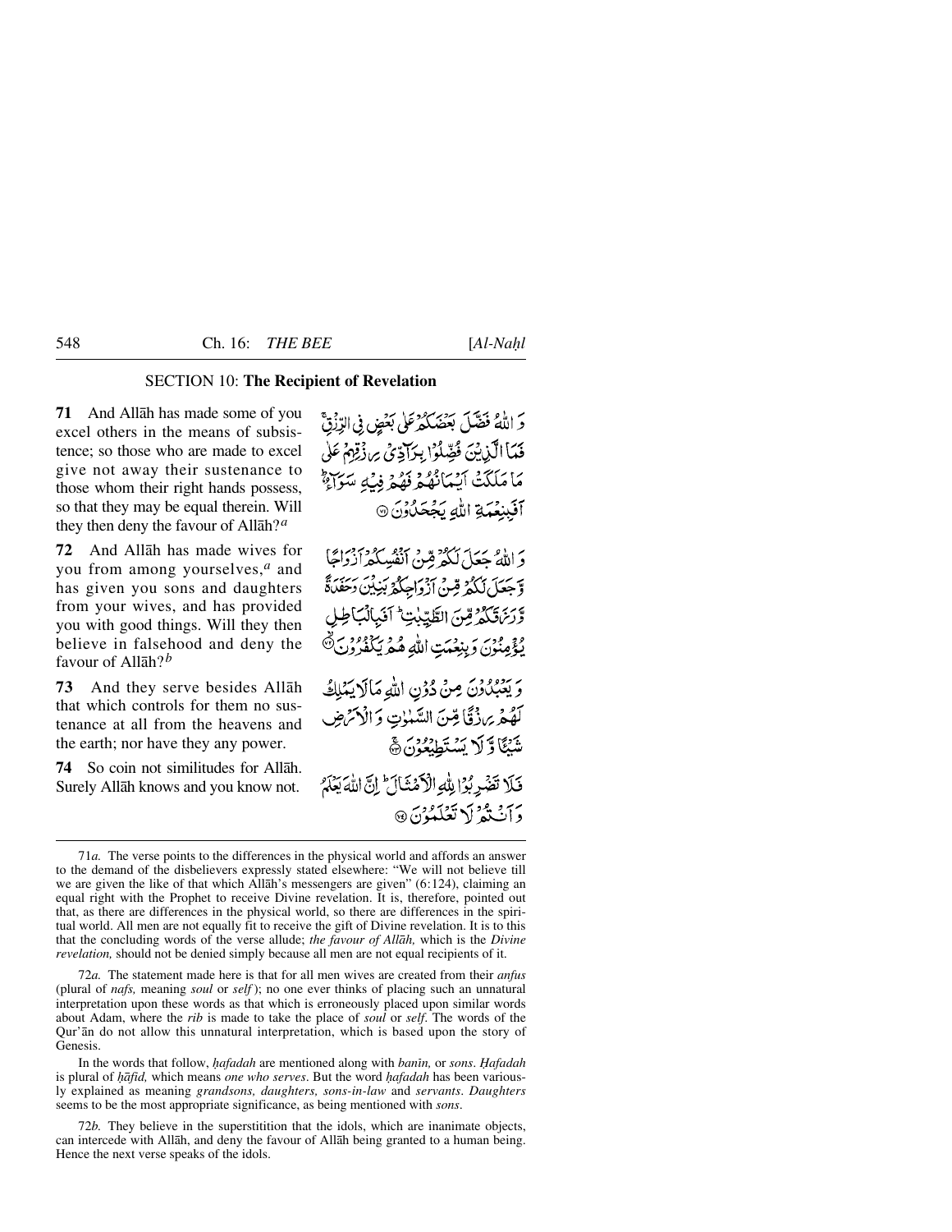## SECTION 10: **The Recipient of Revelation**

**71** And Allāh has made some of you excel others in the means of subsistence; so those who are made to excel give not away their sustenance to those whom their right hands possess, so that they may be equal therein. Will they then deny the favour of Allāh?[a]

وَ اللّٰهُ فَضَّلَ بَعۡضَکُمۡ عَلٰی بَعۡضٍ فِی الرِّزۡقِ ۚ فَمَا الَّذِیۡنَ فُضِّلُوۡا بِرَآدِّیۡ رِزۡقِہِمۡ عَلٰی مَا مَلَکَتۡ اَیۡمَانُہُمۡ فَہُمۡ فِیۡہِ سَوَآءٌ ؕ اَفَبِنِعۡمَۃِ اللّٰہِ یَجۡحَدُوۡنَ ﴿۷۱﴾

**72** And Allāh has made wives for you from among yourselves,[a] and has given you sons and daughters from your wives, and has provided you with good things. Will they then believe in falsehood and deny the favour of Allāh?[b]

وَ اللّٰہُ جَعَلَ لَکُمۡ مِّنۡ اَنۡفُسِکُمۡ اَزۡوَاجًا وَّ جَعَلَ لَکُمۡ مِّنۡ اَزۡوَاجِکُمۡ بَنِیۡنَ وَ حَفَدَۃً وَّ رَزَقَکُمۡ مِّنَ الطَّیِّبٰتِ ؕ اَفَبِالۡبَاطِلِ یُؤۡمِنُوۡنَ وَ بِنِعۡمَتِ اللّٰہِ ہُمۡ یَکۡفُرُوۡنَ ﴿۷۲﴾

**73** And they serve besides Allāh that which controls for them no sustenance at all from the heavens and the earth; nor have they any power.

وَ یَعۡبُدُوۡنَ مِنۡ دُوۡنِ اللّٰہِ مَا لَا یَمۡلِکُ لَہُمۡ رِزۡقًا مِّنَ السَّمٰوٰتِ وَ الۡاَرۡضِ شَیۡئًا وَّ لَا یَسۡتَطِیۡعُوۡنَ ﴿۷۳﴾

**74** So coin not similitudes for Allāh. Surely Allāh knows and you know not.

فَلَا تَضۡرِبُوۡا لِلّٰہِ الۡاَمۡثَالَ ؕ اِنَّ اللّٰہَ یَعۡلَمُ وَ اَنۡتُمۡ لَا تَعۡلَمُوۡنَ ﴿۷۴﴾

---

71*a.* The verse points to the differences in the physical world and affords an answer to the demand of the disbelievers expressly stated elsewhere: "We will not believe till we are given the like of that which Allāh's messengers are given" (6:124), claiming an equal right with the Prophet to receive Divine revelation. It is, therefore, pointed out that, as there are differences in the physical world, so there are differences in the spiritual world. All men are not equally fit to receive the gift of Divine revelation. It is to this that the concluding words of the verse allude; *the favour of Allāh,* which is the *Divine revelation,* should not be denied simply because all men are not equal recipients of it.

72*a.* The statement made here is that for all men wives are created from their *anfus* (plural of *nafs,* meaning *soul* or *self*); no one ever thinks of placing such an unnatural interpretation upon these words as that which is erroneously placed upon similar words about Adam, where the *rib* is made to take the place of *soul* or *self*. The words of the Qur'ān do not allow this unnatural interpretation, which is based upon the story of Genesis.

In the words that follow, *ḥafadah* are mentioned along with *banīn,* or *sons*. *Ḥafadah* is plural of *ḥāfid,* which means *one who serves*. But the word *ḥafadah* has been variously explained as meaning *grandsons, daughters, sons-in-law* and *servants*. *Daughters* seems to be the most appropriate significance, as being mentioned with *sons*.

72*b.* They believe in the superstitition that the idols, which are inanimate objects, can intercede with Allāh, and deny the favour of Allāh being granted to a human being. Hence the next verse speaks of the idols.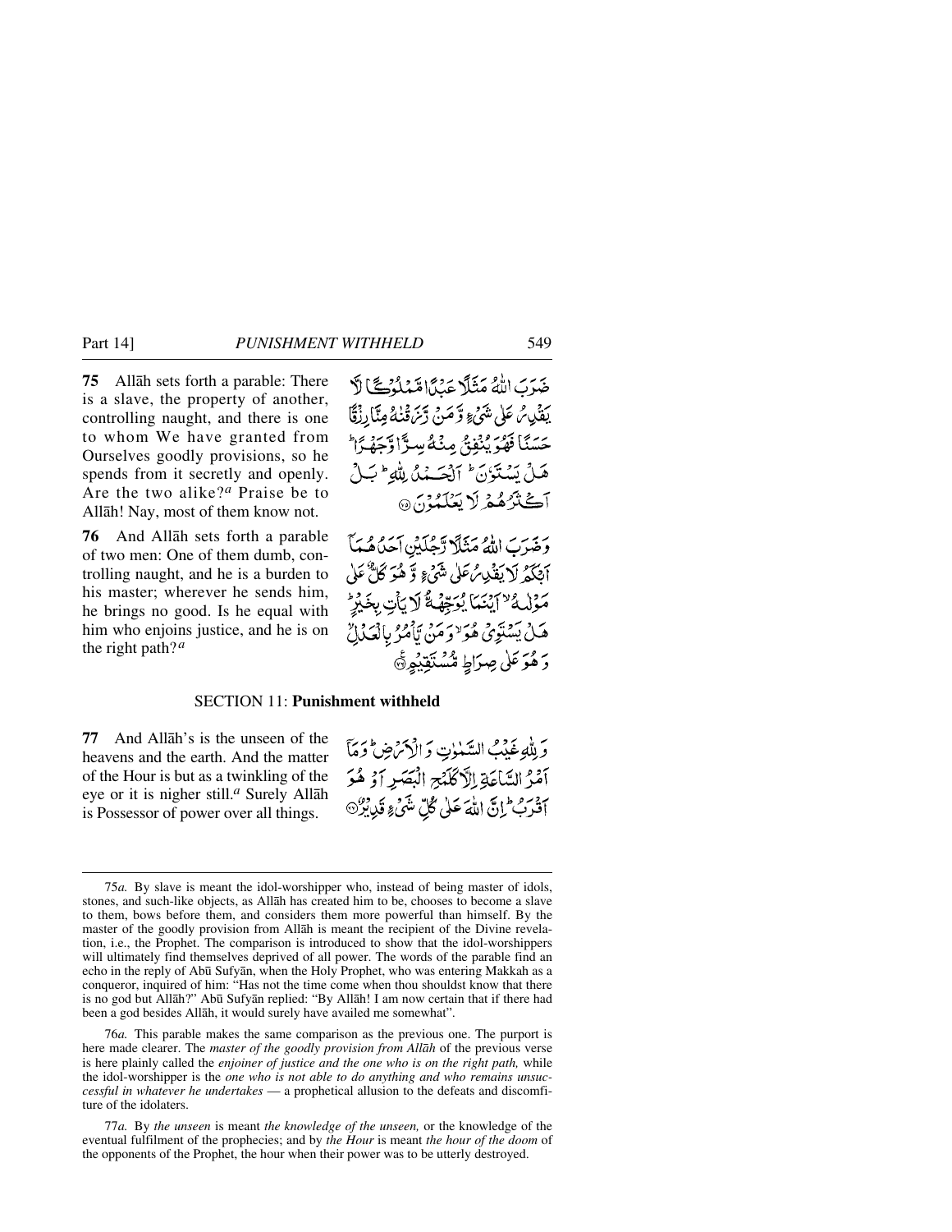**75** Allāh sets forth a parable: There is a slave, the property of another, controlling naught, and there is one to whom We have granted from Ourselves goodly provisions, so he spends from it secretly and openly. Are the two alike?[a] Praise be to Allāh! Nay, most of them know not.

ضَرَبَ اللّٰهُ مَثَلًا عَبْدًا مَّمْلُوْكًا لَّا يَقْدِرُ عَلٰى شَيْءٍ وَّ مَنْ رَّزَقْنٰهُ مِنَّا رِزْقًا حَسَنًا فَهُوَ يُنْفِقُ مِنْهُ سِرًّا وَّ جَهْرًا ؕ هَلْ يَسْتَوٗنَ ؕ اَلْحَمْدُ لِلّٰهِ ؕ بَلْ اَكْثَرُهُمْ لَا يَعْلَمُوْنَ ﴿۷۵﴾

**76** And Allāh sets forth a parable of two men: One of them dumb, controlling naught, and he is a burden to his master; wherever he sends him, he brings no good. Is he equal with him who enjoins justice, and he is on the right path?[a]

وَ ضَرَبَ اللّٰهُ مَثَلًا رَّجُلَيْنِ اَحَدُهُمَاۤ اَبْكَمُ لَا يَقْدِرُ عَلٰى شَيْءٍ وَّ هُوَ كَلٌّ عَلٰى مَوْلٰىهُ ۙ اَيْنَمَا يُوَجِّهْهُّ لَا يَاْتِ بِخَيْرٍ ؕ هَلْ يَسْتَوِيْ هُوَ ۙ وَ مَنْ يَّاْمُرُ بِالْعَدْلِ ۙ وَ هُوَ عَلٰى صِرَاطٍ مُّسْتَقِيْمٍ ﴿۷۶﴾

## SECTION 11: **Punishment withheld**

**77** And Allāh's is the unseen of the heavens and the earth. And the matter of the Hour is but as a twinkling of the eye or it is nigher still.[a] Surely Allāh is Possessor of power over all things.

وَ لِلّٰهِ غَيْبُ السَّمٰوٰتِ وَ الْاَرْضِ ؕ وَ مَاۤ اَمْرُ السَّاعَةِ اِلَّا كَلَمْحِ الْبَصَرِ اَوْ هُوَ اَقْرَبُ ؕ اِنَّ اللّٰهَ عَلٰى كُلِّ شَيْءٍ قَدِيْرٌ ﴿۷۷﴾

---

75*a.* By slave is meant the idol-worshipper who, instead of being master of idols, stones, and such-like objects, as Allāh has created him to be, chooses to become a slave to them, bows before them, and considers them more powerful than himself. By the master of the goodly provision from Allāh is meant the recipient of the Divine revelation, i.e., the Prophet. The comparison is introduced to show that the idol-worshippers will ultimately find themselves deprived of all power. The words of the parable find an echo in the reply of Abū Sufyān, when the Holy Prophet, who was entering Makkah as a conqueror, inquired of him: "Has not the time come when thou shouldst know that there is no god but Allāh?" Abū Sufyān replied: "By Allāh! I am now certain that if there had been a god besides Allāh, it would surely have availed me somewhat".

76*a.* This parable makes the same comparison as the previous one. The purport is here made clearer. The *master of the goodly provision from Allāh* of the previous verse is here plainly called the *enjoiner of justice and the one who is on the right path,* while the idol-worshipper is the *one who is not able to do anything and who remains unsuccessful in whatever he undertakes* — a prophetical allusion to the defeats and discomfiture of the idolaters.

77*a.* By *the unseen* is meant *the knowledge of the unseen,* or the knowledge of the eventual fulfilment of the prophecies; and by *the Hour* is meant *the hour of the doom* of the opponents of the Prophet, the hour when their power was to be utterly destroyed.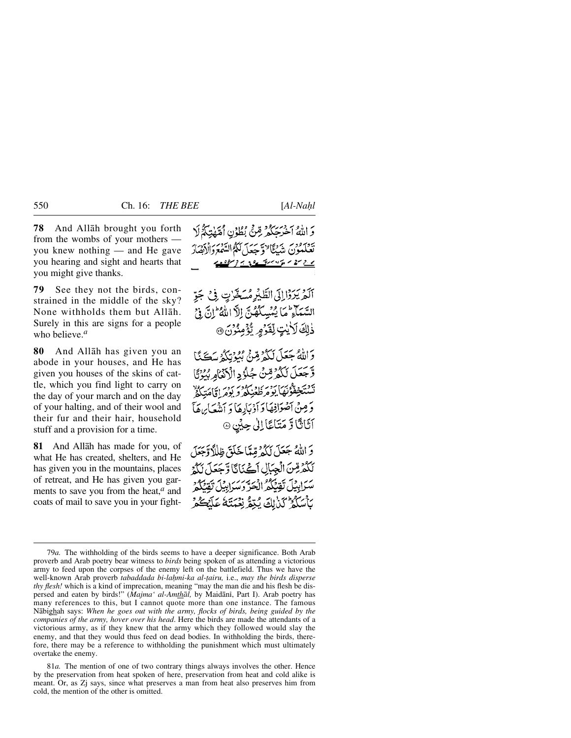**78** And Allāh brought you forth from the wombs of your mothers — you knew nothing — and He gave you hearing and sight and hearts that you might give thanks.

وَ اللّٰهُ اَخۡرَجَکُمۡ مِّنۡۢ بُطُوۡنِ اُمَّهٰتِکُمۡ لَا تَعۡلَمُوۡنَ شَیۡـًٔا ۙ وَّ جَعَلَ لَکُمُ السَّمۡعَ وَ الۡاَبۡصَارَ وَ الۡاَفۡـِٕدَۃَ ۙ لَعَلَّکُمۡ تَشۡکُرُوۡنَ

**79** See they not the birds, constrained in the middle of the sky? None withholds them but Allāh. Surely in this are signs for a people who believe.[a]

اَلَمۡ یَرَوۡا اِلَی الطَّیۡرِ مُسَخَّرٰتٍ فِیۡ جَوِّ السَّمَآءِ ؕ مَا یُمۡسِکُهُنَّ اِلَّا اللّٰهُ ؕ اِنَّ فِیۡ ذٰلِکَ لَاٰیٰتٍ لِّقَوۡمٍ یُّؤۡمِنُوۡنَ

**80** And Allāh has given you an abode in your houses, and He has given you houses of the skins of cattle, which you find light to carry on the day of your march and on the day of your halting, and of their wool and their fur and their hair, household stuff and a provision for a time.

وَ اللّٰهُ جَعَلَ لَکُمۡ مِّنۡۢ بُیُوۡتِکُمۡ سَکَنًا وَّ جَعَلَ لَکُمۡ مِّنۡ جُلُوۡدِ الۡاَنۡعَامِ بُیُوۡتًا تَسۡتَخِفُّوۡنَهَا یَوۡمَ ظَعۡنِکُمۡ وَ یَوۡمَ اِقَامَتِکُمۡ ۙ وَ مِنۡ اَصۡوَافِهَا وَ اَوۡبَارِهَا وَ اَشۡعَارِهَاۤ اَثَاثًا وَّ مَتَاعًا اِلٰی حِیۡنٍ

**81** And Allāh has made for you, of what He has created, shelters, and He has given you in the mountains, places of retreat, and He has given you garments to save you from the heat,[a] and coats of mail to save you in your fight-

وَ اللّٰهُ جَعَلَ لَکُمۡ مِّمَّا خَلَقَ ظِلٰلًا وَّ جَعَلَ لَکُمۡ مِّنَ الۡجِبَالِ اَکۡنَانًا وَّ جَعَلَ لَکُمۡ سَرَابِیۡلَ تَقِیۡکُمُ الۡحَرَّ وَ سَرَابِیۡلَ تَقِیۡکُمۡ بَاۡسَکُمۡ ؕ کَذٰلِکَ یُتِمُّ نِعۡمَتَهٗ عَلَیۡکُمۡ

---

79*a.* The withholding of the birds seems to have a deeper significance. Both Arab proverb and Arab poetry bear witness to *birds* being spoken of as attending a victorious army to feed upon the corpses of the enemy left on the battlefield. Thus we have the well-known Arab proverb *tabaddada bi-laḥmi-ka al-ṭairu,* i.e., *may the birds disperse thy flesh!* which is a kind of imprecation, meaning "may the man die and his flesh be dispersed and eaten by birds!" (*Majma' al-Amthāl,* by Maidānī, Part I). Arab poetry has many references to this, but I cannot quote more than one instance. The famous Nābighah says: *When he goes out with the army, flocks of birds, being guided by the companies of the army, hover over his head*. Here the birds are made the attendants of a victorious army, as if they knew that the army which they followed would slay the enemy, and that they would thus feed on dead bodies. In withholding the birds, therefore, there may be a reference to withholding the punishment which must ultimately overtake the enemy.

81*a.* The mention of one of two contrary things always involves the other. Hence by the preservation from heat spoken of here, preservation from heat and cold alike is meant. Or, as Zj says, since what preserves a man from heat also preserves him from cold, the mention of the other is omitted.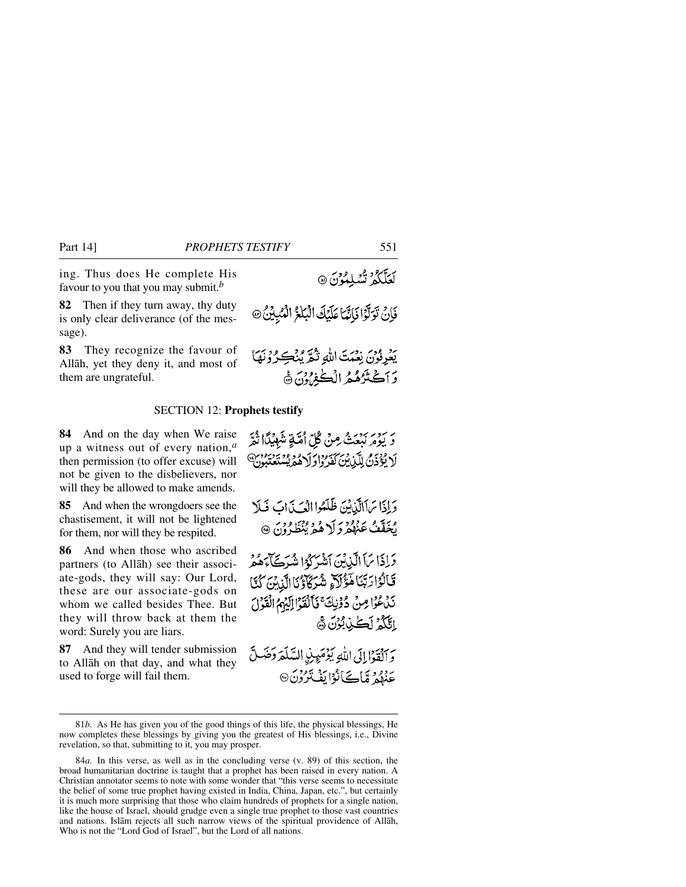ing. Thus does He complete His favour to you that you may submit.[b]

لَعَلَّكُمْ تُسْلِمُونَ ﴿٨١﴾

**82** Then if they turn away, thy duty is only clear deliverance (of the message).

فَإِنْ تَوَلَّوْا فَإِنَّمَا عَلَيْكَ الْبَلٰغُ الْمُبِيْنُ ﴿٨٢﴾

**83** They recognize the favour of Allāh, yet they deny it, and most of them are ungrateful.

يَعْرِفُوْنَ نِعْمَتَ اللّٰهِ ثُمَّ يُنْكِرُوْنَهَا وَ أَكْثَرُهُمُ الْكٰفِرُوْنَ ﴿٨٣﴾

## SECTION 12: **Prophets testify**

**84** And on the day when We raise up a witness out of every nation,[a] then permission (to offer excuse) will not be given to the disbelievers, nor will they be allowed to make amends.

وَ يَوْمَ نَبْعَثُ مِنْ كُلِّ أُمَّةٍ شَهِيْدًا ثُمَّ لَا يُؤْذَنُ لِلَّذِيْنَ كَفَرُوْا وَ لَا هُمْ يُسْتَعْتَبُوْنَ ﴿٨٤﴾

**85** And when the wrongdoers see the chastisement, it will not be lightened for them, nor will they be respited.

وَ إِذَا رَاَ الَّذِيْنَ ظَلَمُوا الْعَذَابَ فَلَا يُخَفَّفُ عَنْهُمْ وَ لَا هُمْ يُنْظَرُوْنَ ﴿٨٥﴾

**86** And when those who ascribed partners (to Allāh) see their associate-gods, they will say: Our Lord, these are our associate-gods on whom we called besides Thee. But they will throw back at them the word: Surely you are liars.

وَ إِذَا رَاَ الَّذِيْنَ أَشْرَكُوْا شُرَكَآءَهُمْ قَالُوْا رَبَّنَا هٰٓؤُلَآءِ شُرَكَآؤُنَا الَّذِيْنَ كُنَّا نَدْعُوْا مِنْ دُوْنِكَ ۚ فَأَلْقَوْا إِلَيْهِمُ الْقَوْلَ إِنَّكُمْ لَكٰذِبُوْنَ ﴿٨٦﴾

**87** And they will tender submission to Allāh on that day, and what they used to forge will fail them.

وَ أَلْقَوْا إِلَى اللّٰهِ يَوْمَئِذِ ۣالسَّلَمَ وَ ضَلَّ عَنْهُمْ مَّا كَانُوْا يَفْتَرُوْنَ ﴿٨٧﴾

---

81*b.* As He has given you of the good things of this life, the physical blessings, He now completes these blessings by giving you the greatest of His blessings, i.e., Divine revelation, so that, submitting to it, you may prosper.

84*a.* In this verse, as well as in the concluding verse (v. 89) of this section, the broad humanitarian doctrine is taught that a prophet has been raised in every nation. A Christian annotator seems to note with some wonder that "this verse seems to necessitate the belief of some true prophet having existed in India, China, Japan, etc.", but certainly it is much more surprising that those who claim hundreds of prophets for a single nation, like the house of Israel, should grudge even a single true prophet to those vast countries and nations. Islām rejects all such narrow views of the spiritual providence of Allāh, Who is not the "Lord God of Israel", but the Lord of all nations.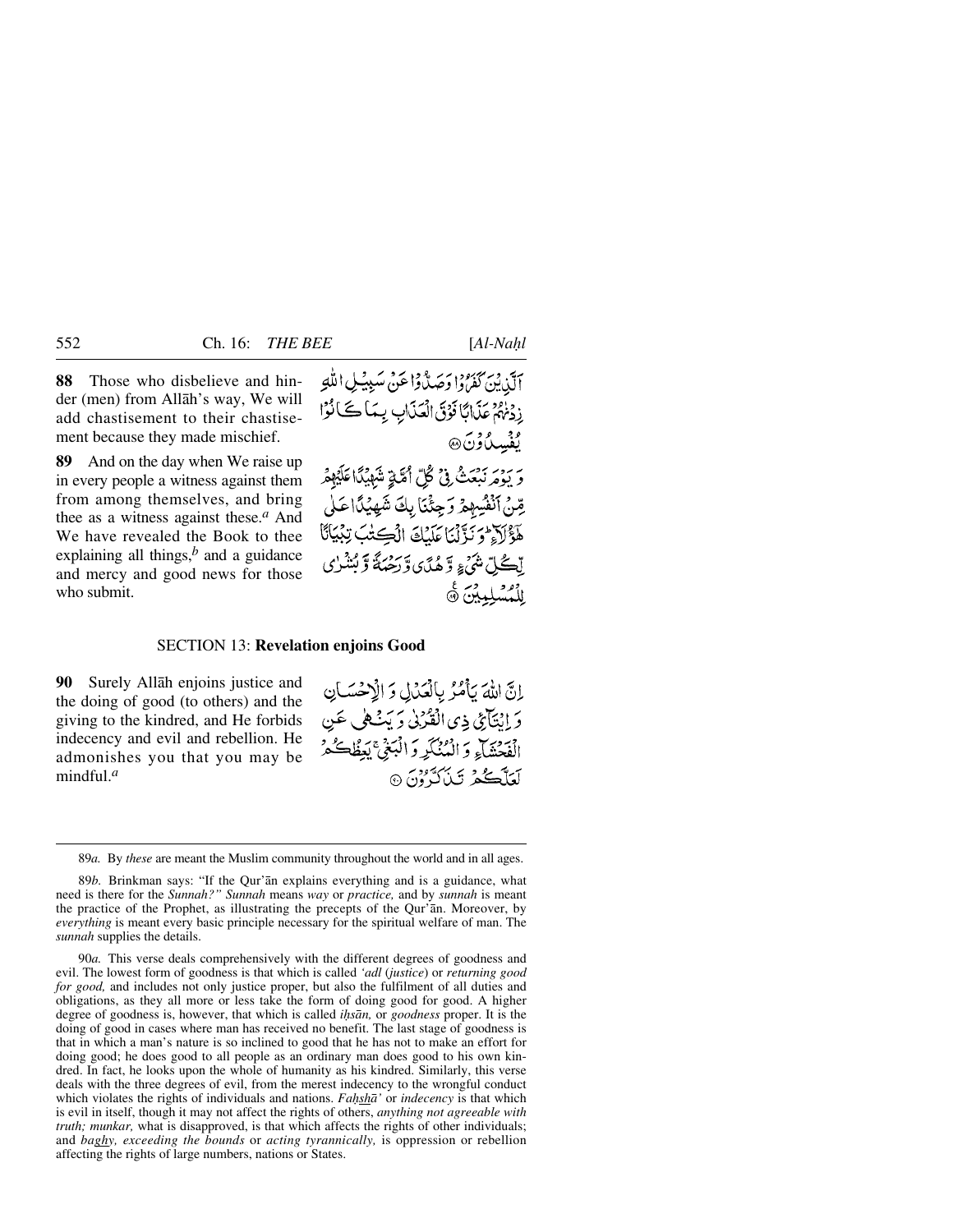**88** Those who disbelieve and hinder (men) from Allāh's way, We will add chastisement to their chastisement because they made mischief.

اَلَّذِيْنَ كَفَرُوْا وَصَدُّوْا عَنْ سَبِيْلِ اللّٰهِ زِدْنٰهُمْ عَذَابًا فَوْقَ الْعَذَابِ بِمَا كَانُوْا يُفْسِدُوْنَ ﴿۸۸﴾

**89** And on the day when We raise up in every people a witness against them from among themselves, and bring thee as a witness against these.[a] And We have revealed the Book to thee explaining all things,[b] and a guidance and mercy and good news for those who submit.

وَيَوْمَ نَبْعَثُ فِيْ كُلِّ اُمَّةٍ شَهِيْدًا عَلَيْهِمْ مِّنْ اَنْفُسِهِمْ وَجِئْنَا بِكَ شَهِيْدًا عَلٰى هٰۤؤُلَآءِ ۗ وَنَزَّلْنَا عَلَيْكَ الْكِتٰبَ تِبْيَانًا لِّكُلِّ شَيْءٍ وَّهُدًى وَّرَحْمَةً وَّبُشْرٰى لِلْمُسْلِمِيْنَ ﴿۸۹﴾

## SECTION 13: **Revelation enjoins Good**

**90** Surely Allāh enjoins justice and the doing of good (to others) and the giving to the kindred, and He forbids indecency and evil and rebellion. He admonishes you that you may be mindful.[a]

اِنَّ اللّٰهَ يَاْمُرُ بِالْعَدْلِ وَالْاِحْسَانِ وَاِيْتَآئِ ذِي الْقُرْبٰى وَيَنْهٰى عَنِ الْفَحْشَآءِ وَالْمُنْكَرِ وَالْبَغْيِ ۚ يَعِظُكُمْ لَعَلَّكُمْ تَذَكَّرُوْنَ ﴿۹۰﴾

---

89*a.* By *these* are meant the Muslim community throughout the world and in all ages.

89*b.* Brinkman says: "If the Qur'ān explains everything and is a guidance, what need is there for the *Sunnah?" Sunnah* means *way* or *practice,* and by *sunnah* is meant the practice of the Prophet, as illustrating the precepts of the Qur'ān. Moreover, by *everything* is meant every basic principle necessary for the spiritual welfare of man. The *sunnah* supplies the details.

90*a.* This verse deals comprehensively with the different degrees of goodness and evil. The lowest form of goodness is that which is called *'adl* (*justice*) or *returning good for good,* and includes not only justice proper, but also the fulfilment of all duties and obligations, as they all more or less take the form of doing good for good. A higher degree of goodness is, however, that which is called *iḥsān,* or *goodness* proper. It is the doing of good in cases where man has received no benefit. The last stage of goodness is that in which a man's nature is so inclined to good that he has not to make an effort for doing good; he does good to all people as an ordinary man does good to his own kindred. In fact, he looks upon the whole of humanity as his kindred. Similarly, this verse deals with the three degrees of evil, from the merest indecency to the wrongful conduct which violates the rights of individuals and nations. *Faḥshā'* or *indecency* is that which is evil in itself, though it may not affect the rights of others, *anything not agreeable with truth; munkar,* what is disapproved, is that which affects the rights of other individuals; and *baghy, exceeding the bounds* or *acting tyrannically,* is oppression or rebellion affecting the rights of large numbers, nations or States.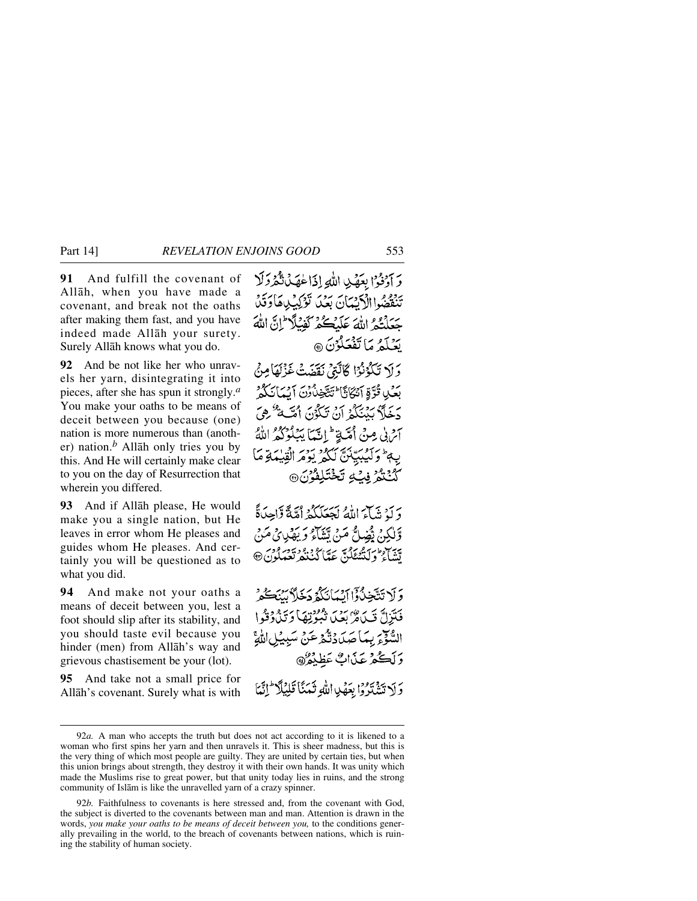**91** And fulfill the covenant of Allåh, when you have made a covenant, and break not the oaths after making them fast, and you have indeed made Allåh your surety. Surely Allåh knows what you do.

وَ اَوۡفُوۡا بِعَهۡدِ اللّٰهِ اِذَا عٰهَدۡتُّمۡ وَ لَا تَنۡقُضُوا الۡاَیۡمَانَ بَعۡدَ تَوۡکِیۡدِهَا وَ قَدۡ جَعَلۡتُمُ اللّٰهَ عَلَیۡکُمۡ کَفِیۡلًا ؕ اِنَّ اللّٰهَ یَعۡلَمُ مَا تَفۡعَلُوۡنَ ﴿۹۱﴾

**92** And be not like her who unravels her yarn, disintegrating it into pieces, after she has spun it strongly.[a] You make your oaths to be means of deceit between you because (one) nation is more numerous than (another) nation.[b] Allåh only tries you by this. And He will certainly make clear to you on the day of Resurrection that wherein you differed.

وَ لَا تَکُوۡنُوۡا کَالَّتِیۡ نَقَضَتۡ غَزۡلَهَا مِنۡۢ بَعۡدِ قُوَّۃٍ اَنۡکَاثًا ؕ تَتَّخِذُوۡنَ اَیۡمَانَکُمۡ دَخَلًۢا بَیۡنَکُمۡ اَنۡ تَکُوۡنَ اُمَّۃٌ هِیَ اَرۡبٰی مِنۡ اُمَّۃٍ ؕ اِنَّمَا یَبۡلُوۡکُمُ اللّٰهُ بِهٖ ؕ وَ لَیُبَیِّنَنَّ لَکُمۡ یَوۡمَ الۡقِیٰمَۃِ مَا کُنۡتُمۡ فِیۡهِ تَخۡتَلِفُوۡنَ ﴿۹۲﴾

**93** And if Allåh please, He would make you a single nation, but He leaves in error whom He pleases and guides whom He pleases. And certainly you will be questioned as to what you did.

وَ لَوۡ شَآءَ اللّٰهُ لَجَعَلَکُمۡ اُمَّۃً وَّاحِدَۃً وَّ لٰکِنۡ یُّضِلُّ مَنۡ یَّشَآءُ وَ یَهۡدِیۡ مَنۡ یَّشَآءُ ؕ وَ لَتُسۡـَٔلُنَّ عَمَّا کُنۡتُمۡ تَعۡمَلُوۡنَ ﴿۹۳﴾

**94** And make not your oaths a means of deceit between you, lest a foot should slip after its stability, and you should taste evil because you hinder (men) from Allåh's way and grievous chastisement be your (lot).

وَ لَا تَتَّخِذُوۡۤا اَیۡمَانَکُمۡ دَخَلًۢا بَیۡنَکُمۡ فَتَزِلَّ قَدَمٌۢ بَعۡدَ ثُبُوۡتِهَا وَ تَذُوۡقُوا السُّوۡٓءَ بِمَا صَدَدۡتُّمۡ عَنۡ سَبِیۡلِ اللّٰهِ ۚ وَ لَکُمۡ عَذَابٌ عَظِیۡمٌ ﴿۹۴﴾

**95** And take not a small price for Allåh's covenant. Surely what is with

وَ لَا تَشۡتَرُوۡا بِعَهۡدِ اللّٰهِ ثَمَنًا قَلِیۡلًا ؕ اِنَّمَا

---

92*a.* A man who accepts the truth but does not act according to it is likened to a woman who first spins her yarn and then unravels it. This is sheer madness, but this is the very thing of which most people are guilty. They are united by certain ties, but when this union brings about strength, they destroy it with their own hands. It was unity which made the Muslims rise to great power, but that unity today lies in ruins, and the strong community of Islåm is like the unravelled yarn of a crazy spinner.

92*b.* Faithfulness to covenants is here stressed and, from the covenant with God, the subject is diverted to the covenants between man and man. Attention is drawn in the words, *you make your oaths to be means of deceit between you,* to the conditions generally prevailing in the world, to the breach of covenants between nations, which is ruining the stability of human society.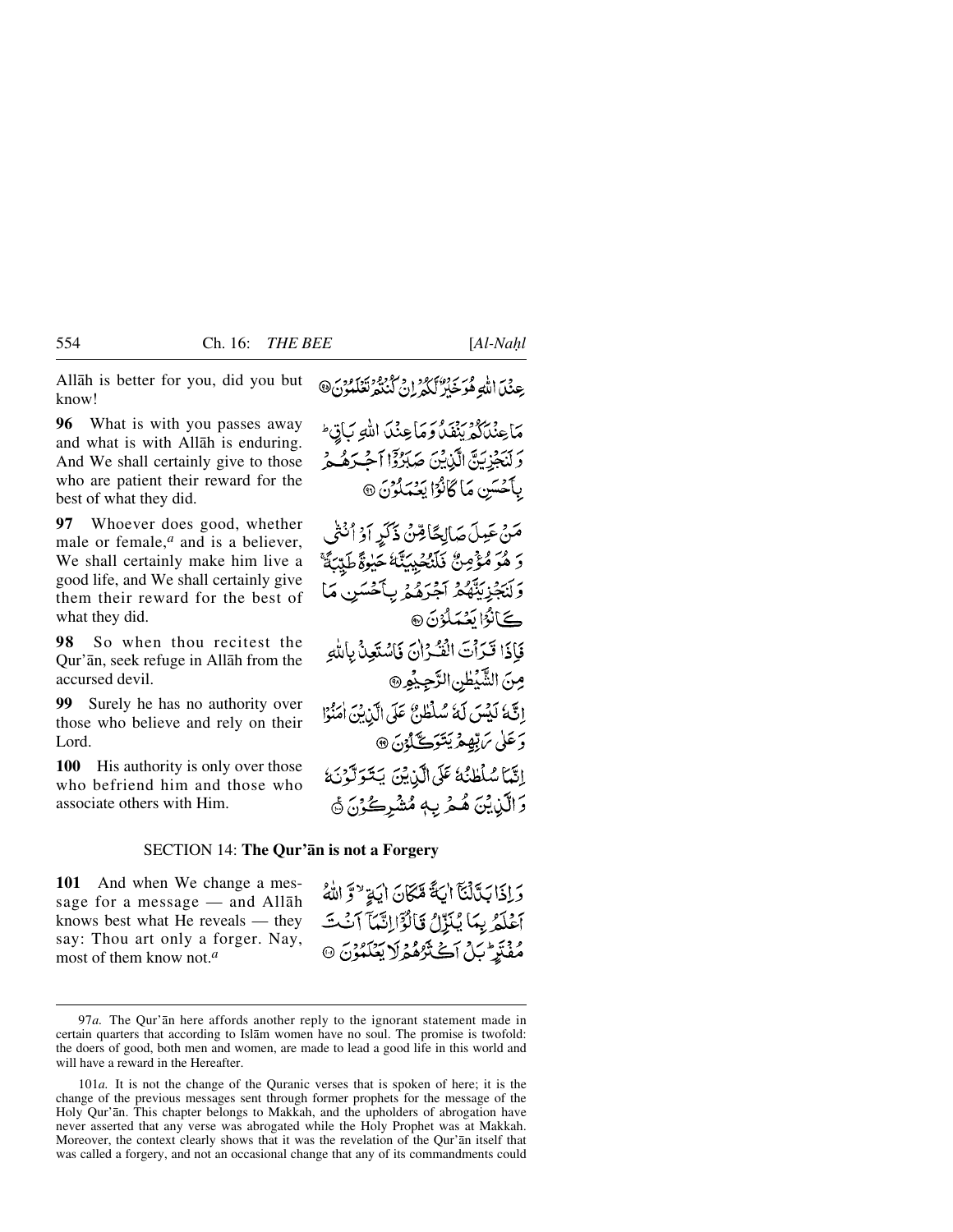Allāh is better for you, did you but know!

عِنْدَ اللّٰهِ هُوَ خَيْرٌ لَّكُمْ اِنْ كُنْتُمْ تَعْلَمُوْنَ

**96** What is with you passes away and what is with Allāh is enduring. And We shall certainly give to those who are patient their reward for the best of what they did.

مَا عِنْدَكُمْ يَنْفَدُ وَمَا عِنْدَ اللّٰهِ بَاقٍ ۗ وَلَنَجْزِيَنَّ الَّذِيْنَ صَبَرُوْٓا اَجْرَهُمْ بِاَحْسَنِ مَا كَانُوْا يَعْمَلُوْنَ

**97** Whoever does good, whether male or female,[a] and is a believer, We shall certainly make him live a good life, and We shall certainly give them their reward for the best of what they did.

مَنْ عَمِلَ صَالِحًا مِّنْ ذَكَرٍ اَوْ اُنْثٰى وَهُوَ مُؤْمِنٌ فَلَنُحْيِيَنَّهٗ حَيٰوةً طَيِّبَةً ۚ وَلَنَجْزِيَنَّهُمْ اَجْرَهُمْ بِاَحْسَنِ مَا كَانُوْا يَعْمَلُوْنَ

**98** So when thou recitest the Qur'ān, seek refuge in Allāh from the accursed devil.

فَاِذَا قَرَاْتَ الْقُرْاٰنَ فَاسْتَعِذْ بِاللّٰهِ مِنَ الشَّيْطٰنِ الرَّجِيْمِ

**99** Surely he has no authority over those who believe and rely on their Lord.

اِنَّهٗ لَيْسَ لَهٗ سُلْطٰنٌ عَلَى الَّذِيْنَ اٰمَنُوْا وَعَلٰى رَبِّهِمْ يَتَوَكَّلُوْنَ

**100** His authority is only over those who befriend him and those who associate others with Him.

اِنَّمَا سُلْطٰنُهٗ عَلَى الَّذِيْنَ يَتَوَلَّوْنَهٗ وَالَّذِيْنَ هُمْ بِهٖ مُشْرِكُوْنَ

## SECTION 14: **The Qur'ān is not a Forgery**

**101** And when We change a message for a message — and Allāh knows best what He reveals — they say: Thou art only a forger. Nay, most of them know not.[a]

وَاِذَا بَدَّلْنَآ اٰيَةً مَّكَانَ اٰيَةٍ ۙ وَّاللّٰهُ اَعْلَمُ بِمَا يُنَزِّلُ قَالُوْٓا اِنَّمَآ اَنْتَ مُفْتَرٍ ۭ بَلْ اَكْثَرُهُمْ لَا يَعْلَمُوْنَ

---

97*a.* The Qur'ān here affords another reply to the ignorant statement made in certain quarters that according to Islām women have no soul. The promise is twofold: the doers of good, both men and women, are made to lead a good life in this world and will have a reward in the Hereafter.

101*a.* It is not the change of the Quranic verses that is spoken of here; it is the change of the previous messages sent through former prophets for the message of the Holy Qur'ān. This chapter belongs to Makkah, and the upholders of abrogation have never asserted that any verse was abrogated while the Holy Prophet was at Makkah. Moreover, the context clearly shows that it was the revelation of the Qur'ān itself that was called a forgery, and not an occasional change that any of its commandments could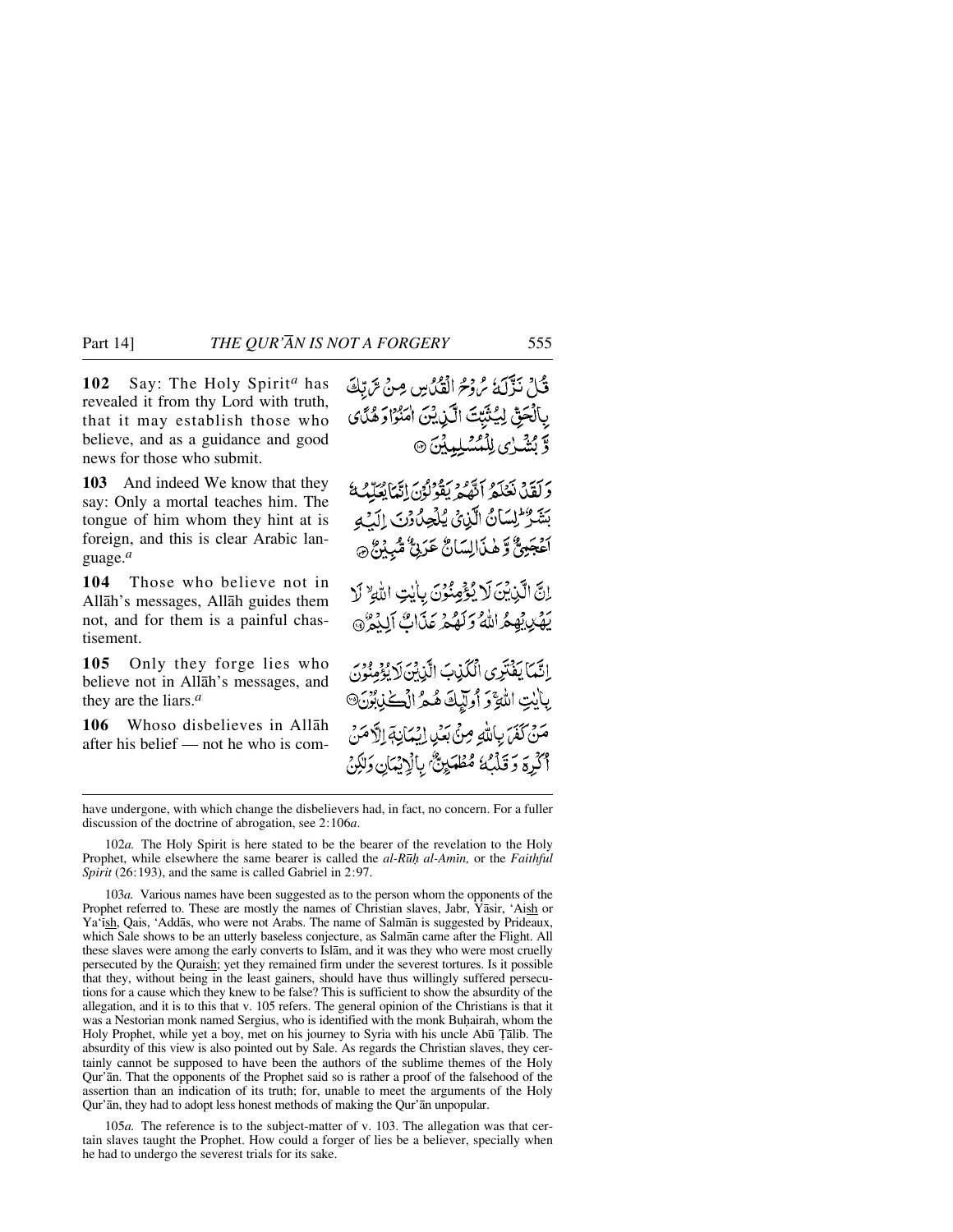**102** Say: The Holy Spirit[a] has revealed it from thy Lord with truth, that it may establish those who believe, and as a guidance and good news for those who submit.

قُلْ نَزَّلَهُ رُوْحُ الْقُدُسِ مِنْ رَّبِّكَ بِالْحَقِّ لِيُثَبِّتَ الَّذِيْنَ اٰمَنُوْا وَهُدًى وَّبُشْرٰى لِلْمُسْلِمِيْنَ ﴿۱۰۲﴾

**103** And indeed We know that they say: Only a mortal teaches him. The tongue of him whom they hint at is foreign, and this is clear Arabic language.[a]

وَلَقَدْ نَعْلَمُ اَنَّهُمْ يَقُوْلُوْنَ اِنَّمَا يُعَلِّمُهٗ بَشَرٌ ؕ لِسَانُ الَّذِيْ يُلْحِدُوْنَ اِلَيْهِ اَعْجَمِيٌّ وَّهٰذَا لِسَانٌ عَرَبِيٌّ مُّبِيْنٌ ﴿۱۰۳﴾

**104** Those who believe not in Allāh's messages, Allāh guides them not, and for them is a painful chastisement.

اِنَّ الَّذِيْنَ لَا يُؤْمِنُوْنَ بِاٰيٰتِ اللّٰهِ ۙ لَا يَهْدِيْهِمُ اللّٰهُ وَلَهُمْ عَذَابٌ اَلِيْمٌ ﴿۱۰۴﴾

**105** Only they forge lies who believe not in Allāh's messages, and they are the liars.[a]

اِنَّمَا يَفْتَرِي الْكَذِبَ الَّذِيْنَ لَا يُؤْمِنُوْنَ بِاٰيٰتِ اللّٰهِ ۚ وَاُولٰٓئِكَ هُمُ الْكٰذِبُوْنَ ﴿۱۰۵﴾

**106** Whoso disbelieves in Allāh after his belief — not he who is com-

مَنْ كَفَرَ بِاللّٰهِ مِنْ بَعْدِ اِيْمَانِهٖٓ اِلَّا مَنْ اُكْرِهَ وَقَلْبُهٗ مُطْمَئِنٌّ ۢ بِالْاِيْمَانِ وَلٰكِنْ

---

have undergone, with which change the disbelievers had, in fact, no concern. For a fuller discussion of the doctrine of abrogation, see 2:106*a*.

102*a.* The Holy Spirit is here stated to be the bearer of the revelation to the Holy Prophet, while elsewhere the same bearer is called the *al-Rūḥ al-Amīn,* or the *Faithful Spirit* (26:193), and the same is called Gabriel in 2:97.

103*a.* Various names have been suggested as to the person whom the opponents of the Prophet referred to. These are mostly the names of Christian slaves, Jabr, Yāsir, 'Aish or Ya'ish, Qais, 'Addās, who were not Arabs. The name of Salmān is suggested by Prideaux, which Sale shows to be an utterly baseless conjecture, as Salmān came after the Flight. All these slaves were among the early converts to Islām, and it was they who were most cruelly persecuted by the Quraish; yet they remained firm under the severest tortures. Is it possible that they, without being in the least gainers, should have thus willingly suffered persecutions for a cause which they knew to be false? This is sufficient to show the absurdity of the allegation, and it is to this that v. 105 refers. The general opinion of the Christians is that it was a Nestorian monk named Sergius, who is identified with the monk Buḥairah, whom the Holy Prophet, while yet a boy, met on his journey to Syria with his uncle Abū Ṭālib. The absurdity of this view is also pointed out by Sale. As regards the Christian slaves, they certainly cannot be supposed to have been the authors of the sublime themes of the Holy Qur'ān. That the opponents of the Prophet said so is rather a proof of the falsehood of the assertion than an indication of its truth; for, unable to meet the arguments of the Holy Qur'ān, they had to adopt less honest methods of making the Qur'ān unpopular.

105*a.* The reference is to the subject-matter of v. 103. The allegation was that certain slaves taught the Prophet. How could a forger of lies be a believer, specially when he had to undergo the severest trials for its sake.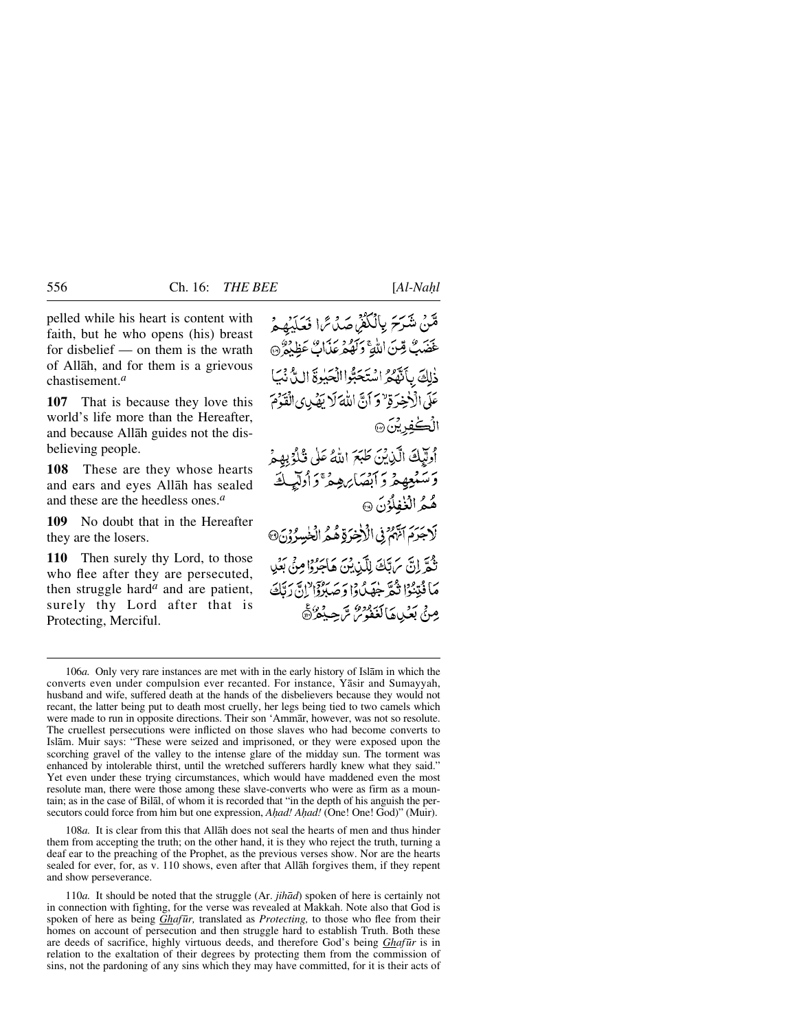pelled while his heart is content with faith, but he who opens (his) breast for disbelief — on them is the wrath of Allāh, and for them is a grievous chastisement.[a]

مَّنْ شَرَحَ بِالْكُفْرِ صَدْرًا فَعَلَيْهِمْ غَضَبٌ مِّنَ اللَّهِ ۖ وَلَهُمْ عَذَابٌ عَظِيمٌ ﴿١٠٦﴾

**107** That is because they love this world's life more than the Hereafter, and because Allāh guides not the disbelieving people.

ذَٰلِكَ بِأَنَّهُمُ اسْتَحَبُّوا الْحَيَاةَ الدُّنْيَا عَلَى الْآخِرَةِ وَأَنَّ اللَّهَ لَا يَهْدِي الْقَوْمَ الْكَافِرِينَ ﴿١٠٧﴾

**108** These are they whose hearts and ears and eyes Allāh has sealed and these are the heedless ones.[a]

أُولَٰئِكَ الَّذِينَ طَبَعَ اللَّهُ عَلَىٰ قُلُوبِهِمْ وَسَمْعِهِمْ وَأَبْصَارِهِمْ ۖ وَأُولَٰئِكَ هُمُ الْغَافِلُونَ ﴿١٠٨﴾

**109** No doubt that in the Hereafter they are the losers.

لَا جَرَمَ أَنَّهُمْ فِي الْآخِرَةِ هُمُ الْخَاسِرُونَ ﴿١٠٩﴾

**110** Then surely thy Lord, to those who flee after they are persecuted, then struggle hard[a] and are patient, surely thy Lord after that is Protecting, Merciful.

ثُمَّ إِنَّ رَبَّكَ لِلَّذِينَ هَاجَرُوا مِنْ بَعْدِ مَا فُتِنُوا ثُمَّ جَاهَدُوا وَصَبَرُوا إِنَّ رَبَّكَ مِنْ بَعْدِهَا لَغَفُورٌ رَّحِيمٌ ﴿١١٠﴾

---

106*a.* Only very rare instances are met with in the early history of Islām in which the converts even under compulsion ever recanted. For instance, Yāsir and Sumayyah, husband and wife, suffered death at the hands of the disbelievers because they would not recant, the latter being put to death most cruelly, her legs being tied to two camels which were made to run in opposite directions. Their son 'Ammār, however, was not so resolute. The cruellest persecutions were inflicted on those slaves who had become converts to Islām. Muir says: "These were seized and imprisoned, or they were exposed upon the scorching gravel of the valley to the intense glare of the midday sun. The torment was enhanced by intolerable thirst, until the wretched sufferers hardly knew what they said." Yet even under these trying circumstances, which would have maddened even the most resolute man, there were those among these slave-converts who were as firm as a mountain; as in the case of Bilāl, of whom it is recorded that "in the depth of his anguish the persecutors could force from him but one expression, *Aḥad! Aḥad!* (One! One! God)" (Muir).

108*a.* It is clear from this that Allāh does not seal the hearts of men and thus hinder them from accepting the truth; on the other hand, it is they who reject the truth, turning a deaf ear to the preaching of the Prophet, as the previous verses show. Nor are the hearts sealed for ever, for, as v. 110 shows, even after that Allāh forgives them, if they repent and show perseverance.

110*a.* It should be noted that the struggle (Ar. *jihād*) spoken of here is certainly not in connection with fighting, for the verse was revealed at Makkah. Note also that God is spoken of here as being *Ghafūr,* translated as *Protecting,* to those who flee from their homes on account of persecution and then struggle hard to establish Truth. Both these are deeds of sacrifice, highly virtuous deeds, and therefore God's being *Ghafūr* is in relation to the exaltation of their degrees by protecting them from the commission of sins, not the pardoning of any sins which they may have committed, for it is their acts of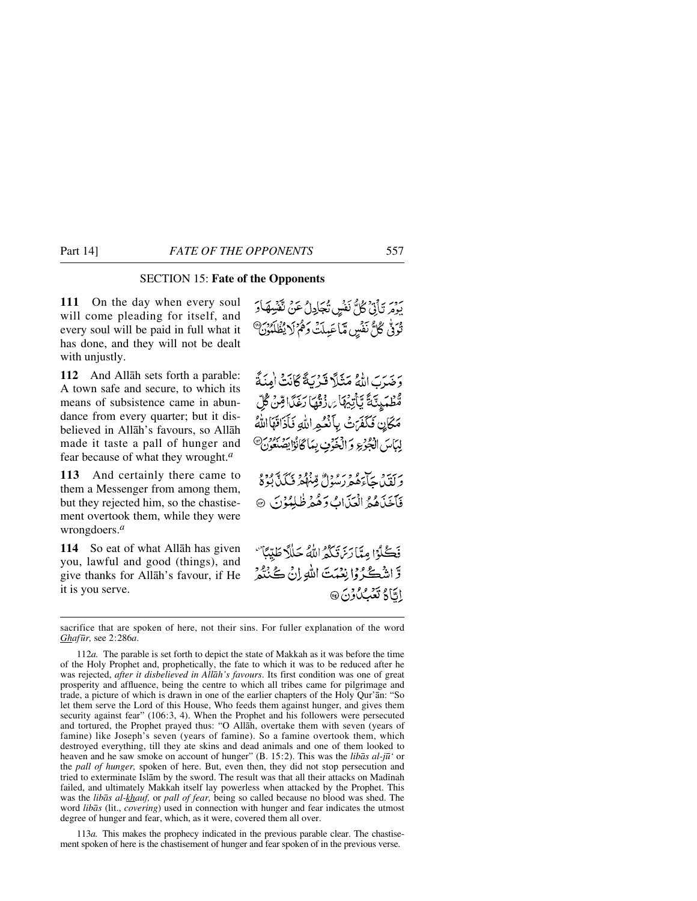## SECTION 15: **Fate of the Opponents**

**111** On the day when every soul will come pleading for itself, and every soul will be paid in full what it has done, and they will not be dealt with unjustly.

يَوْمَ تَأْتِي كُلُّ نَفْسٍ تُجَادِلُ عَنْ نَّفْسِهَا وَتُوَفّٰى كُلُّ نَفْسٍ مَّا عَمِلَتْ وَهُمْ لَا يُظْلَمُوْنَ ﴿۱۱۱﴾

**112** And Allāh sets forth a parable: A town safe and secure, to which its means of subsistence came in abundance from every quarter; but it disbelieved in Allāh's favours, so Allāh made it taste a pall of hunger and fear because of what they wrought.[a]

وَضَرَبَ اللّٰهُ مَثَلًا قَرْيَةً كَانَتْ اٰمِنَةً مُّطْمَئِنَّةً يَّأْتِيْهَا رِزْقُهَا رَغَدًا مِّنْ كُلِّ مَكَانٍ فَكَفَرَتْ بِاَنْعُمِ اللّٰهِ فَاَذَاقَهَا اللّٰهُ لِبَاسَ الْجُوْعِ وَالْخَوْفِ بِمَا كَانُوْا يَصْنَعُوْنَ ﴿۱۱۲﴾

**113** And certainly there came to them a Messenger from among them, but they rejected him, so the chastisement overtook them, while they were wrongdoers.[a]

وَلَقَدْ جَآءَهُمْ رَسُوْلٌ مِّنْهُمْ فَكَذَّبُوْهُ فَاَخَذَهُمُ الْعَذَابُ وَهُمْ ظٰلِمُوْنَ ﴿۱۱۳﴾

**114** So eat of what Allāh has given you, lawful and good (things), and give thanks for Allāh's favour, if He it is you serve.

فَكُلُوْا مِمَّا رَزَقَكُمُ اللّٰهُ حَلٰلًا طَيِّبًا وَّاشْكُرُوْا نِعْمَتَ اللّٰهِ اِنْ كُنْتُمْ اِيَّاهُ تَعْبُدُوْنَ ﴿۱۱۴﴾

---

sacrifice that are spoken of here, not their sins. For fuller explanation of the word *Ghafūr,* see 2:286*a*.

112*a.* The parable is set forth to depict the state of Makkah as it was before the time of the Holy Prophet and, prophetically, the fate to which it was to be reduced after he was rejected, *after it disbelieved in Allāh's favours*. Its first condition was one of great prosperity and affluence, being the centre to which all tribes came for pilgrimage and trade, a picture of which is drawn in one of the earlier chapters of the Holy Qur'ān: "So let them serve the Lord of this House, Who feeds them against hunger, and gives them security against fear" (106:3, 4). When the Prophet and his followers were persecuted and tortured, the Prophet prayed thus: "O Allāh, overtake them with seven (years of famine) like Joseph's seven (years of famine). So a famine overtook them, which destroyed everything, till they ate skins and dead animals and one of them looked to heaven and he saw smoke on account of hunger" (B. 15:2). This was the *libās al-jū'* or the *pall of hunger,* spoken of here. But, even then, they did not stop persecution and tried to exterminate Islām by the sword. The result was that all their attacks on Madīnah failed, and ultimately Makkah itself lay powerless when attacked by the Prophet. This was the *libās al-khauf,* or *pall of fear,* being so called because no blood was shed. The word *libās* (lit., *covering*) used in connection with hunger and fear indicates the utmost degree of hunger and fear, which, as it were, covered them all over.

113*a.* This makes the prophecy indicated in the previous parable clear. The chastisement spoken of here is the chastisement of hunger and fear spoken of in the previous verse.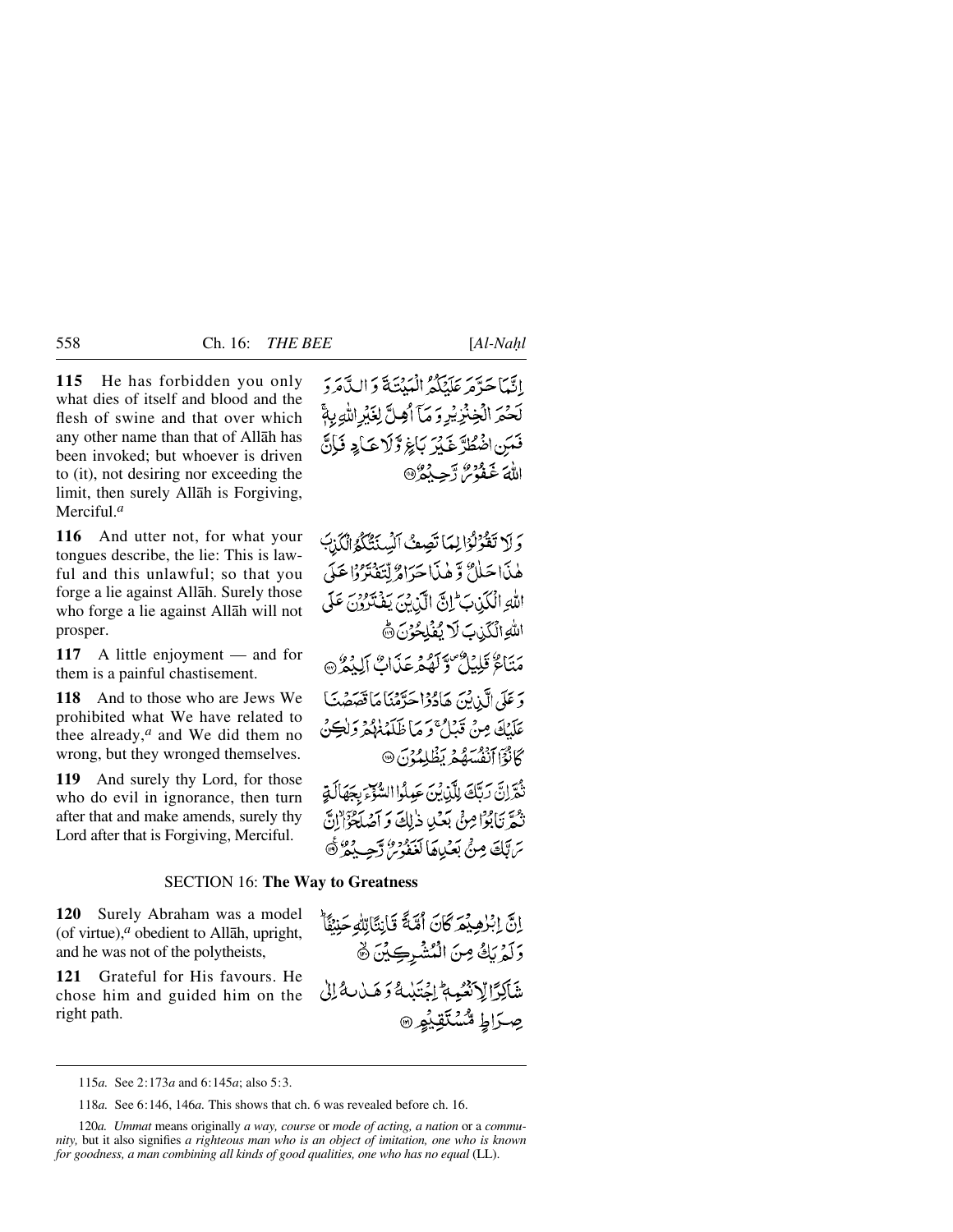**115** He has forbidden you only what dies of itself and blood and the flesh of swine and that over which any other name than that of Allāh has been invoked; but whoever is driven to (it), not desiring nor exceeding the limit, then surely Allāh is Forgiving, Merciful.[a]

إِنَّمَا حَرَّمَ عَلَيْكُمُ الْمَيْتَةَ وَالدَّمَ وَلَحْمَ الْخِنْزِيرِ وَمَا أُهِلَّ لِغَيْرِ اللَّهِ بِهِ ۖ فَمَنِ اضْطُرَّ غَيْرَ بَاغٍ وَلَا عَادٍ فَإِنَّ اللَّهَ غَفُورٌ رَّحِيمٌ ﴿١١٥﴾

**116** And utter not, for what your tongues describe, the lie: This is lawful and this unlawful; so that you forge a lie against Allāh. Surely those who forge a lie against Allāh will not prosper.

وَلَا تَقُولُوا لِمَا تَصِفُ أَلْسِنَتُكُمُ الْكَذِبَ هَٰذَا حَلَالٌ وَهَٰذَا حَرَامٌ لِّتَفْتَرُوا عَلَى اللَّهِ الْكَذِبَ ۚ إِنَّ الَّذِينَ يَفْتَرُونَ عَلَى اللَّهِ الْكَذِبَ لَا يُفْلِحُونَ ﴿١١٦﴾

**117** A little enjoyment — and for them is a painful chastisement.

مَتَاعٌ قَلِيلٌ وَلَهُمْ عَذَابٌ أَلِيمٌ ﴿١١٧﴾

**118** And to those who are Jews We prohibited what We have related to thee already,[a] and We did them no wrong, but they wronged themselves.

وَعَلَى الَّذِينَ هَادُوا حَرَّمْنَا مَا قَصَصْنَا عَلَيْكَ مِن قَبْلُ ۖ وَمَا ظَلَمْنَاهُمْ وَلَٰكِن كَانُوا أَنفُسَهُمْ يَظْلِمُونَ ﴿١١٨﴾

**119** And surely thy Lord, for those who do evil in ignorance, then turn after that and make amends, surely thy Lord after that is Forgiving, Merciful.

ثُمَّ إِنَّ رَبَّكَ لِلَّذِينَ عَمِلُوا السُّوءَ بِجَهَالَةٍ ثُمَّ تَابُوا مِن بَعْدِ ذَٰلِكَ وَأَصْلَحُوا إِنَّ رَبَّكَ مِن بَعْدِهَا لَغَفُورٌ رَّحِيمٌ ﴿١١٩﴾

## SECTION 16: **The Way to Greatness**

**120** Surely Abraham was a model (of virtue),[a] obedient to Allāh, upright, and he was not of the polytheists,

إِنَّ إِبْرَاهِيمَ كَانَ أُمَّةً قَانِتًا لِّلَّهِ حَنِيفًا وَلَمْ يَكُ مِنَ الْمُشْرِكِينَ ﴿١٢٠﴾

**121** Grateful for His favours. He chose him and guided him on the right path.

شَاكِرًا لِّأَنْعُمِهِ ۚ اجْتَبَاهُ وَهَدَاهُ إِلَىٰ صِرَاطٍ مُّسْتَقِيمٍ ﴿١٢١﴾

---

115*a.* See 2:173*a* and 6:145*a*; also 5:3.

118*a.* See 6:146, 146*a.* This shows that ch. 6 was revealed before ch. 16.

120*a. Ummat* means originally *a way, course* or *mode of acting, a nation* or a *community,* but it also signifies *a righteous man who is an object of imitation, one who is known for goodness, a man combining all kinds of good qualities, one who has no equal* (LL).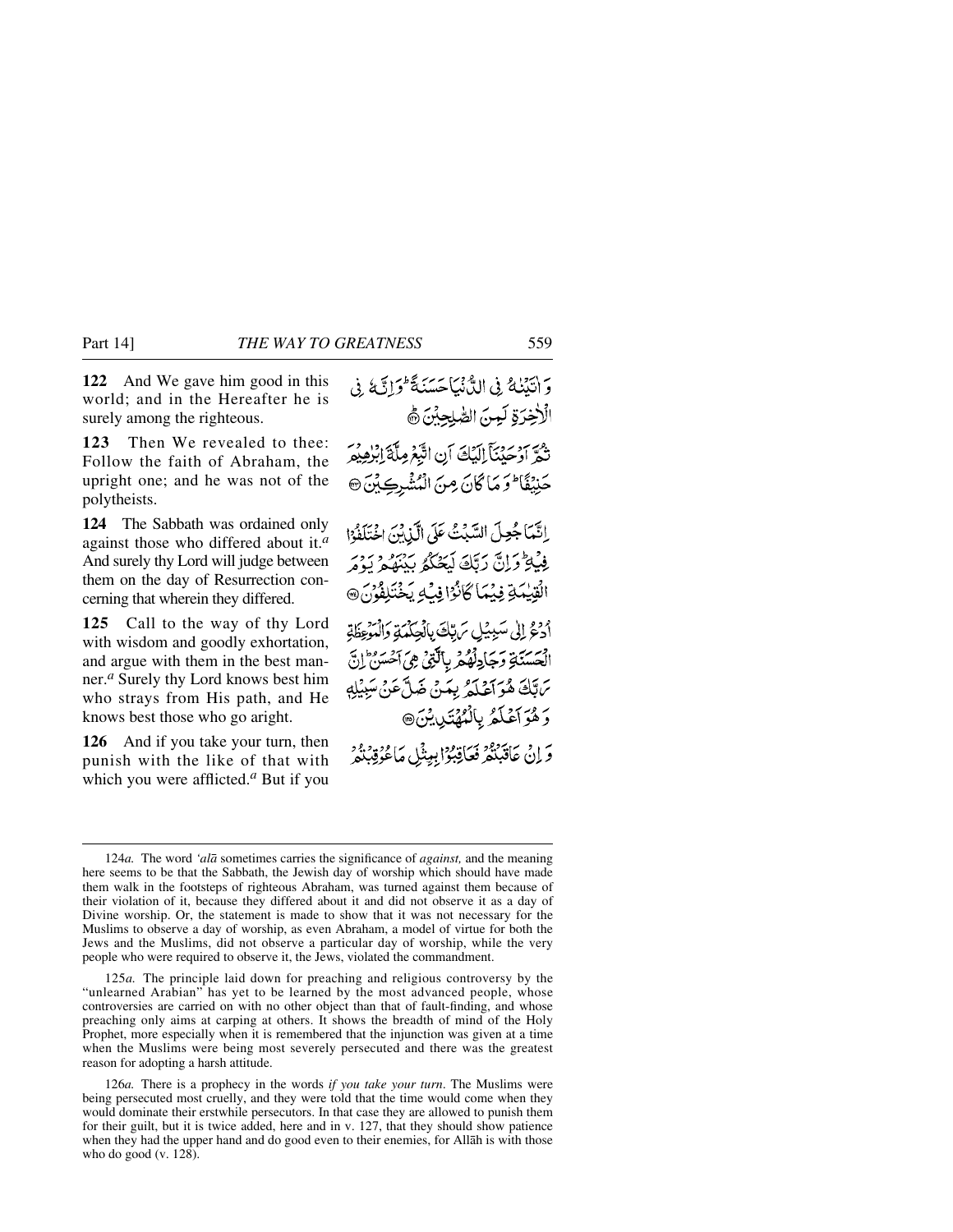**122** And We gave him good in this world; and in the Hereafter he is surely among the righteous.

وَ اٰتَيْنٰهُ فِى الدُّنْيَا حَسَنَةً ؕ وَ اِنَّهٗ فِى الْاٰخِرَةِ لَمِنَ الصّٰلِحِيْنَ ﴿۱۲۲﴾

**123** Then We revealed to thee: Follow the faith of Abraham, the upright one; and he was not of the polytheists.

ثُمَّ اَوْحَيْنَاۤ اِلَيْكَ اَنِ اتَّبِعْ مِلَّةَ اِبْرٰهِيْمَ حَنِيْفًا ؕ وَ مَا كَانَ مِنَ الْمُشْرِكِيْنَ ﴿۱۲۳﴾

**124** The Sabbath was ordained only against those who differed about it.[a] And surely thy Lord will judge between them on the day of Resurrection concerning that wherein they differed.

اِنَّمَا جُعِلَ السَّبْتُ عَلَى الَّذِيْنَ اخْتَلَفُوْا فِيْهِ ؕ وَ اِنَّ رَبَّكَ لَيَحْكُمُ بَيْنَهُمْ يَوْمَ الْقِيٰمَةِ فِيْمَا كَانُوْا فِيْهِ يَخْتَلِفُوْنَ ﴿۱۲۴﴾

**125** Call to the way of thy Lord with wisdom and goodly exhortation, and argue with them in the best manner.[a] Surely thy Lord knows best him who strays from His path, and He knows best those who go aright.

اُدْعُ اِلٰى سَبِيْلِ رَبِّكَ بِالْحِكْمَةِ وَ الْمَوْعِظَةِ الْحَسَنَةِ وَ جَادِلْهُمْ بِالَّتِيْ هِيَ اَحْسَنُ ؕ اِنَّ رَبَّكَ هُوَ اَعْلَمُ بِمَنْ ضَلَّ عَنْ سَبِيْلِهٖ وَ هُوَ اَعْلَمُ بِالْمُهْتَدِيْنَ ﴿۱۲۵﴾

**126** And if you take your turn, then punish with the like of that with which you were afflicted.[a] But if you

وَ اِنْ عَاقَبْتُمْ فَعَاقِبُوْا بِمِثْلِ مَا عُوْقِبْتُمْ

---

124*a.* The word *'alā* sometimes carries the significance of *against,* and the meaning here seems to be that the Sabbath, the Jewish day of worship which should have made them walk in the footsteps of righteous Abraham, was turned against them because of their violation of it, because they differed about it and did not observe it as a day of Divine worship. Or, the statement is made to show that it was not necessary for the Muslims to observe a day of worship, as even Abraham, a model of virtue for both the Jews and the Muslims, did not observe a particular day of worship, while the very people who were required to observe it, the Jews, violated the commandment.

125*a.* The principle laid down for preaching and religious controversy by the "unlearned Arabian" has yet to be learned by the most advanced people, whose controversies are carried on with no other object than that of fault-finding, and whose preaching only aims at carping at others. It shows the breadth of mind of the Holy Prophet, more especially when it is remembered that the injunction was given at a time when the Muslims were being most severely persecuted and there was the greatest reason for adopting a harsh attitude.

126*a.* There is a prophecy in the words *if you take your turn*. The Muslims were being persecuted most cruelly, and they were told that the time would come when they would dominate their erstwhile persecutors. In that case they are allowed to punish them for their guilt, but it is twice added, here and in v. 127, that they should show patience when they had the upper hand and do good even to their enemies, for Allāh is with those who do good (v. 128).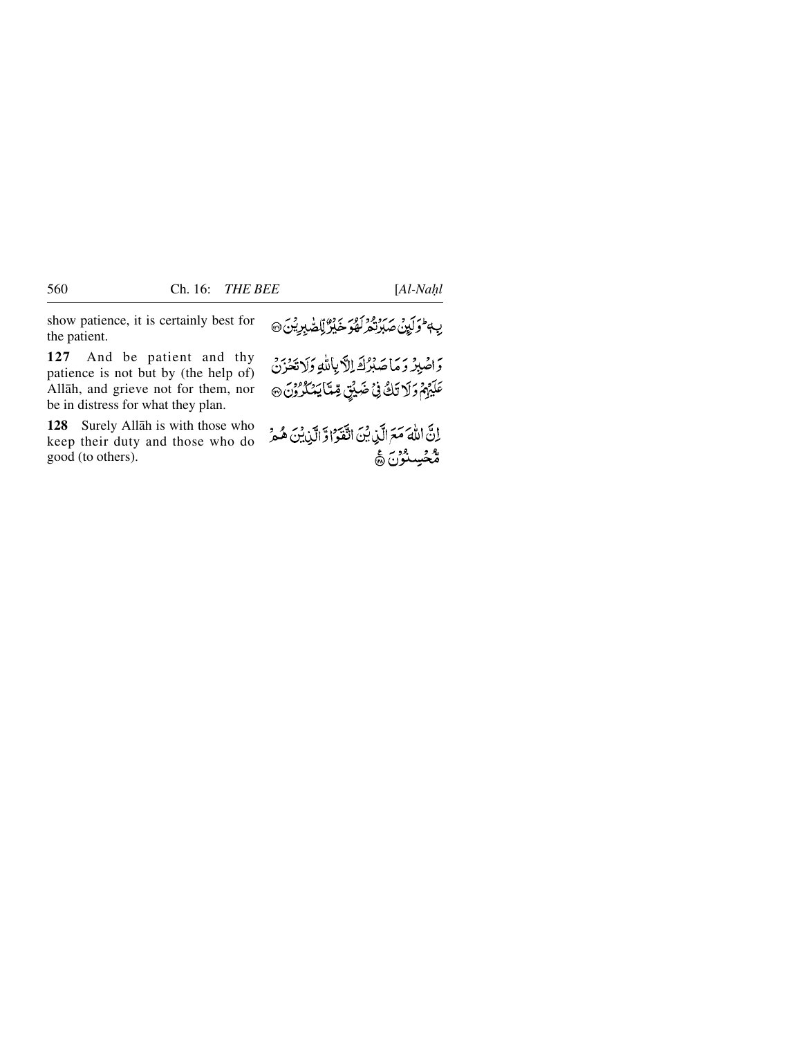show patience, it is certainly best for the patient.

بِهٖ ؕ وَلَئِنۡ صَبَرۡتُمۡ لَهُوَ خَیۡرٌ لِّلصّٰبِرِیۡنَ ﴿۱۲۶﴾

**127** And be patient and thy patience is not but by (the help of) Allāh, and grieve not for them, nor be in distress for what they plan.

وَ اصۡبِرۡ وَ مَا صَبۡرُکَ اِلَّا بِاللّٰہِ وَ لَا تَحۡزَنۡ عَلَیۡہِمۡ وَ لَا تَکُ فِیۡ ضَیۡقٍ مِّمَّا یَمۡکُرُوۡنَ ﴿۱۲۷﴾

**128** Surely Allāh is with those who keep their duty and those who do good (to others).

اِنَّ اللّٰہَ مَعَ الَّذِیۡنَ اتَّقَوۡا وَّ الَّذِیۡنَ ہُمۡ مُّحۡسِنُوۡنَ ﴿۱۲۸﴾